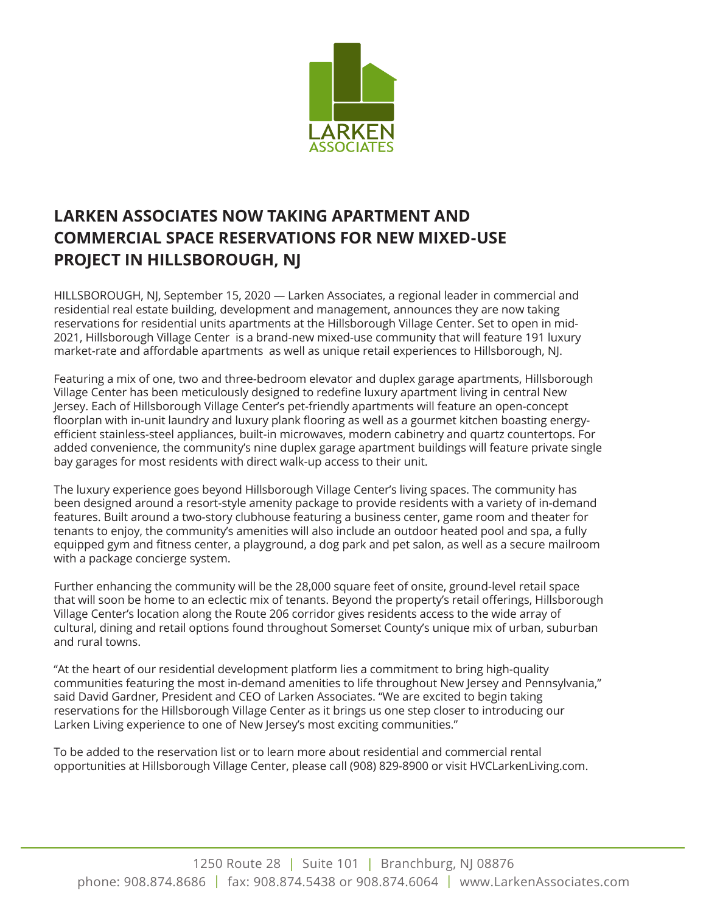LARKEN
ASSOCIATES

# LARKEN ASSOCIATES NOW TAKING APARTMENT AND COMMERCIAL SPACE RESERVATIONS FOR NEW MIXED-USE PROJECT IN HILLSBOROUGH, NJ

HILLSBOROUGH, NJ, September 15, 2020 — Larken Associates, a regional leader in commercial and residential real estate building, development and management, announces they are now taking reservations for residential units apartments at the Hillsborough Village Center. Set to open in mid-2021, Hillsborough Village Center is a brand-new mixed-use community that will feature 191 luxury market-rate and affordable apartments as well as unique retail experiences to Hillsborough, NJ.

Featuring a mix of one, two and three-bedroom elevator and duplex garage apartments, Hillsborough Village Center has been meticulously designed to redefine luxury apartment living in central New Jersey. Each of Hillsborough Village Center's pet-friendly apartments will feature an open-concept floorplan with in-unit laundry and luxury plank flooring as well as a gourmet kitchen boasting energy-efficient stainless-steel appliances, built-in microwaves, modern cabinetry and quartz countertops. For added convenience, the community's nine duplex garage apartment buildings will feature private single bay garages for most residents with direct walk-up access to their unit.

The luxury experience goes beyond Hillsborough Village Center's living spaces. The community has been designed around a resort-style amenity package to provide residents with a variety of in-demand features. Built around a two-story clubhouse featuring a business center, game room and theater for tenants to enjoy, the community's amenities will also include an outdoor heated pool and spa, a fully equipped gym and fitness center, a playground, a dog park and pet salon, as well as a secure mailroom with a package concierge system.

Further enhancing the community will be the 28,000 square feet of onsite, ground-level retail space that will soon be home to an eclectic mix of tenants. Beyond the property's retail offerings, Hillsborough Village Center's location along the Route 206 corridor gives residents access to the wide array of cultural, dining and retail options found throughout Somerset County's unique mix of urban, suburban and rural towns.

"At the heart of our residential development platform lies a commitment to bring high-quality communities featuring the most in-demand amenities to life throughout New Jersey and Pennsylvania," said David Gardner, President and CEO of Larken Associates. "We are excited to begin taking reservations for the Hillsborough Village Center as it brings us one step closer to introducing our Larken Living experience to one of New Jersey's most exciting communities."

To be added to the reservation list or to learn more about residential and commercial rental opportunities at Hillsborough Village Center, please call (908) 829-8900 or visit HVCLarkenLiving.com.

1250 Route 28 | Suite 101 | Branchburg, NJ 08876
phone: 908.874.8686 | fax: 908.874.5438 or 908.874.6064 | www.LarkenAssociates.com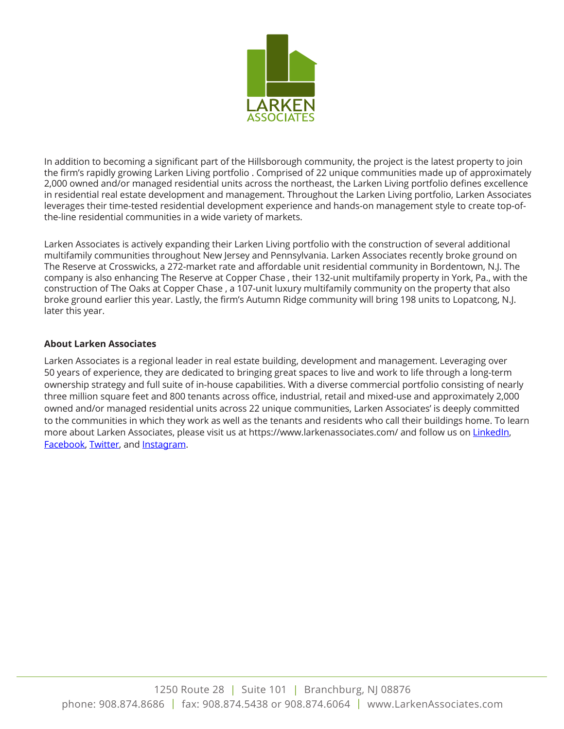In addition to becoming a significant part of the Hillsborough community, the project is the latest property to join the firm's rapidly growing Larken Living portfolio . Comprised of 22 unique communities made up of approximately 2,000 owned and/or managed residential units across the northeast, the Larken Living portfolio defines excellence in residential real estate development and management. Throughout the Larken Living portfolio, Larken Associates leverages their time-tested residential development experience and hands-on management style to create top-of-the-line residential communities in a wide variety of markets.

Larken Associates is actively expanding their Larken Living portfolio with the construction of several additional multifamily communities throughout New Jersey and Pennsylvania. Larken Associates recently broke ground on The Reserve at Crosswicks, a 272-market rate and affordable unit residential community in Bordentown, N.J. The company is also enhancing The Reserve at Copper Chase , their 132-unit multifamily property in York, Pa., with the construction of The Oaks at Copper Chase , a 107-unit luxury multifamily community on the property that also broke ground earlier this year. Lastly, the firm's Autumn Ridge community will bring 198 units to Lopatcong, N.J. later this year.

**About Larken Associates**

Larken Associates is a regional leader in real estate building, development and management. Leveraging over 50 years of experience, they are dedicated to bringing great spaces to live and work to life through a long-term ownership strategy and full suite of in-house capabilities. With a diverse commercial portfolio consisting of nearly three million square feet and 800 tenants across office, industrial, retail and mixed-use and approximately 2,000 owned and/or managed residential units across 22 unique communities, Larken Associates' is deeply committed to the communities in which they work as well as the tenants and residents who call their buildings home. To learn more about Larken Associates, please visit us at https://www.larkenassociates.com/ and follow us on LinkedIn, Facebook, Twitter, and Instagram.